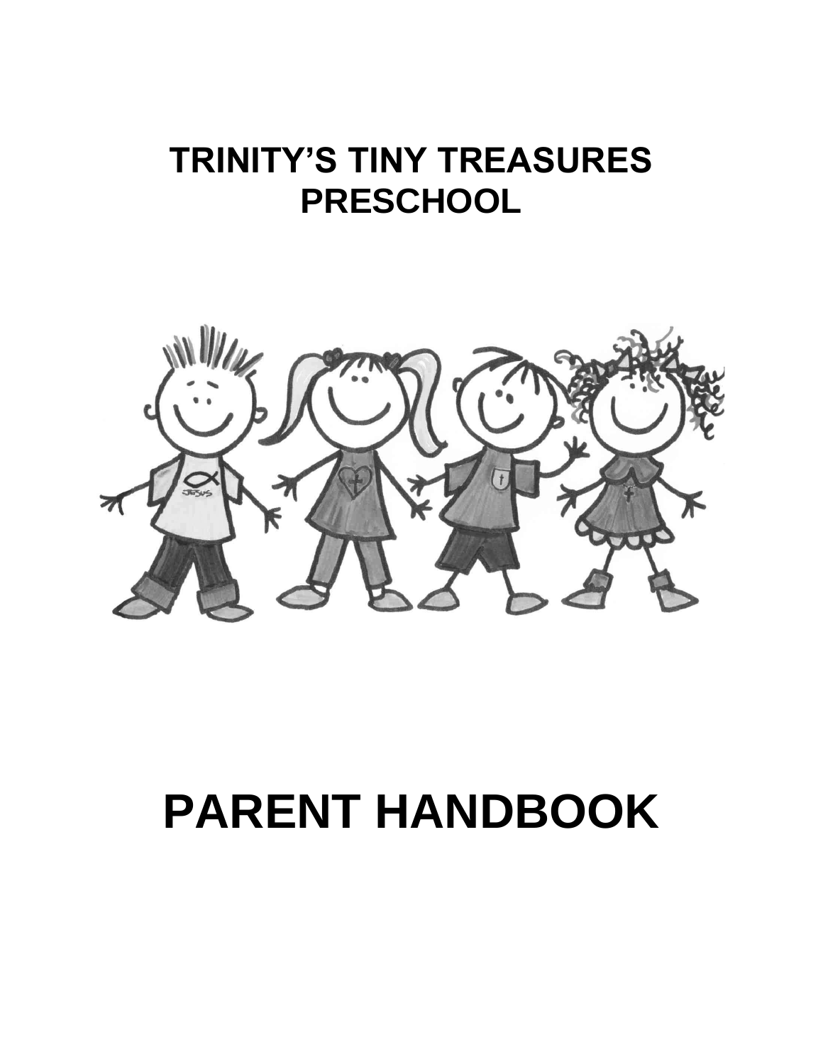# TRINITY'S TINY TREASURES PRESCHOOL

# PARENT HANDBOOK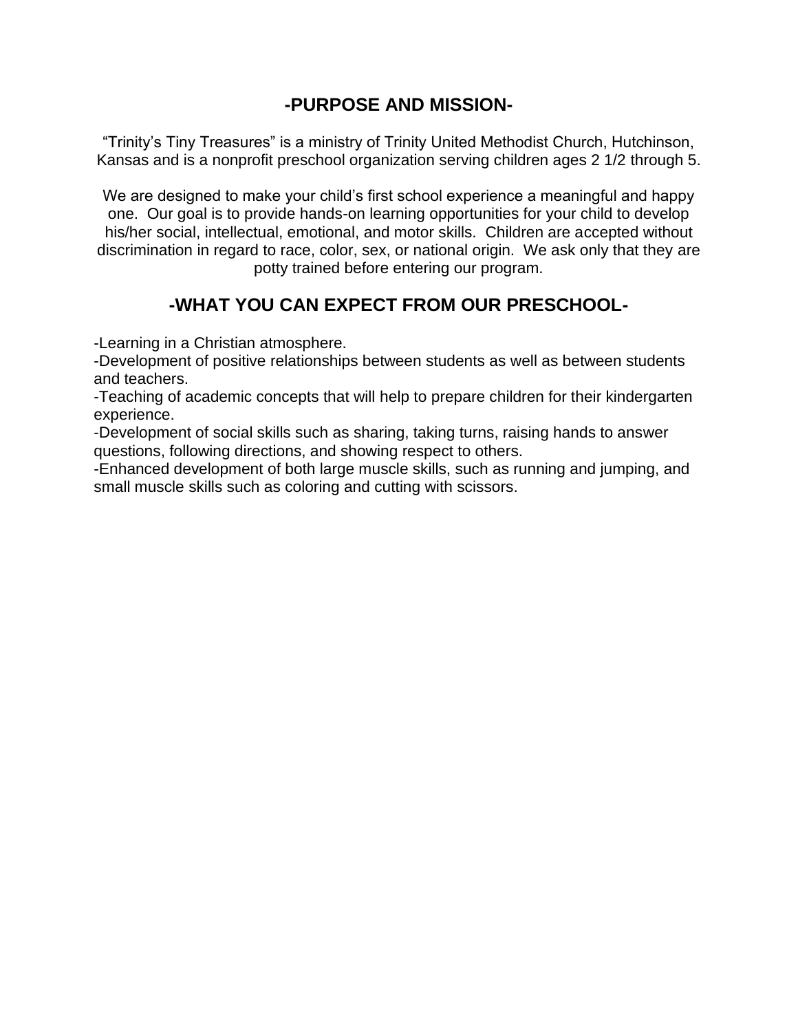## -PURPOSE AND MISSION-

"Trinity's Tiny Treasures" is a ministry of Trinity United Methodist Church, Hutchinson, Kansas and is a nonprofit preschool organization serving children ages 2 1/2 through 5.

We are designed to make your child's first school experience a meaningful and happy one. Our goal is to provide hands-on learning opportunities for your child to develop his/her social, intellectual, emotional, and motor skills. Children are accepted without discrimination in regard to race, color, sex, or national origin. We ask only that they are potty trained before entering our program.

## -WHAT YOU CAN EXPECT FROM OUR PRESCHOOL-

-Learning in a Christian atmosphere.  
-Development of positive relationships between students as well as between students and teachers.  
-Teaching of academic concepts that will help to prepare children for their kindergarten experience.  
-Development of social skills such as sharing, taking turns, raising hands to answer questions, following directions, and showing respect to others.  
-Enhanced development of both large muscle skills, such as running and jumping, and small muscle skills such as coloring and cutting with scissors.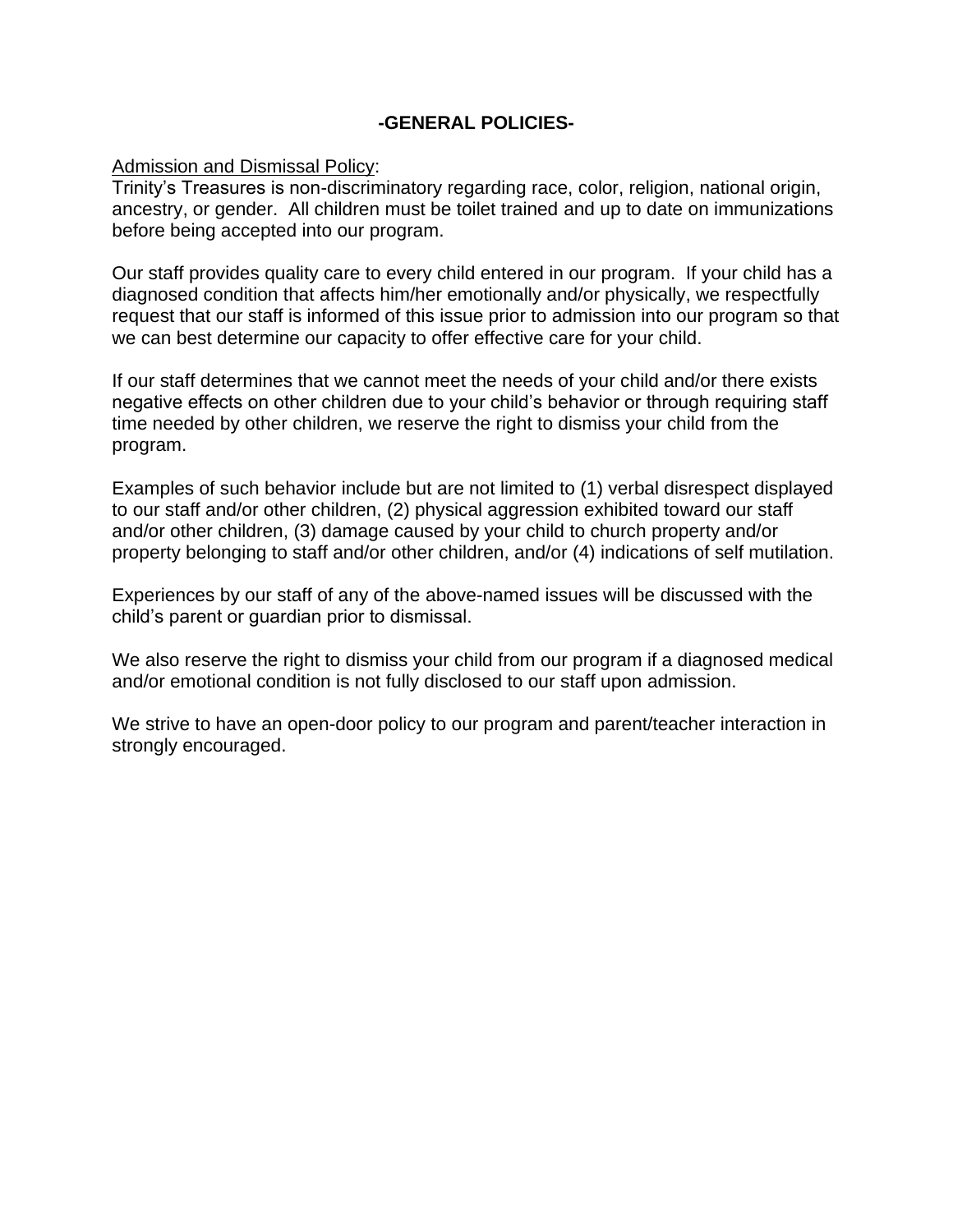## -GENERAL POLICIES-

Admission and Dismissal Policy:
Trinity's Treasures is non-discriminatory regarding race, color, religion, national origin, ancestry, or gender. All children must be toilet trained and up to date on immunizations before being accepted into our program.

Our staff provides quality care to every child entered in our program. If your child has a diagnosed condition that affects him/her emotionally and/or physically, we respectfully request that our staff is informed of this issue prior to admission into our program so that we can best determine our capacity to offer effective care for your child.

If our staff determines that we cannot meet the needs of your child and/or there exists negative effects on other children due to your child's behavior or through requiring staff time needed by other children, we reserve the right to dismiss your child from the program.

Examples of such behavior include but are not limited to (1) verbal disrespect displayed to our staff and/or other children, (2) physical aggression exhibited toward our staff and/or other children, (3) damage caused by your child to church property and/or property belonging to staff and/or other children, and/or (4) indications of self mutilation.

Experiences by our staff of any of the above-named issues will be discussed with the child's parent or guardian prior to dismissal.

We also reserve the right to dismiss your child from our program if a diagnosed medical and/or emotional condition is not fully disclosed to our staff upon admission.

We strive to have an open-door policy to our program and parent/teacher interaction in strongly encouraged.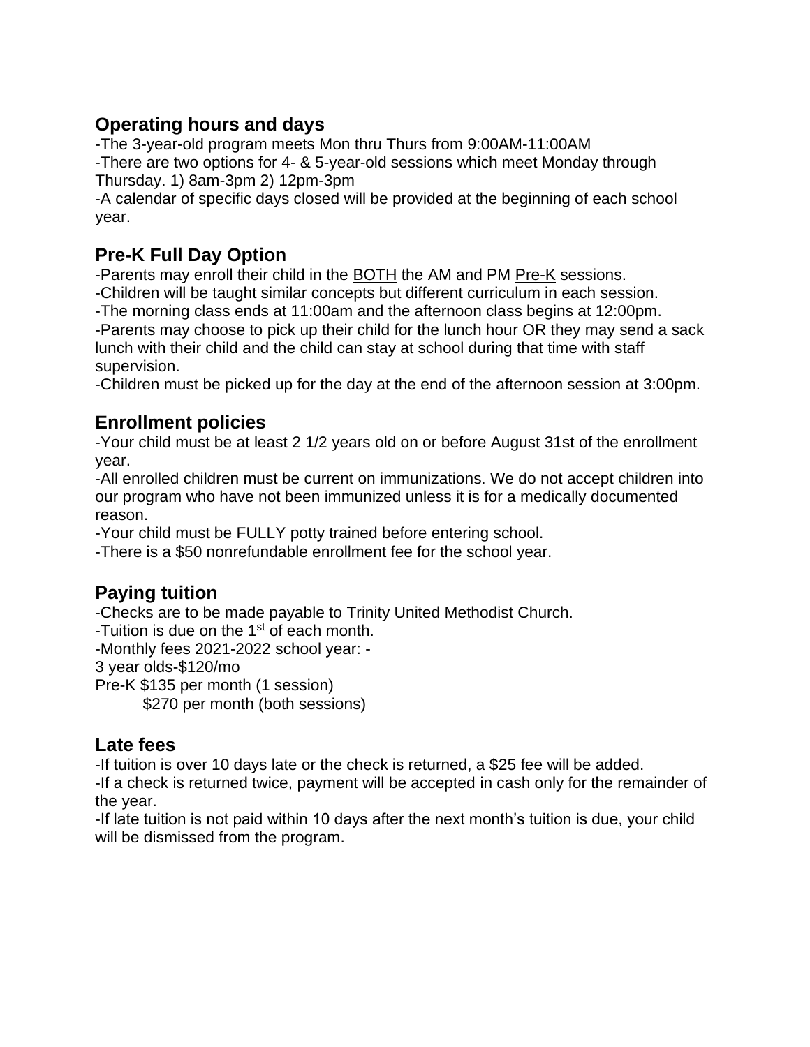## Operating hours and days

-The 3-year-old program meets Mon thru Thurs from 9:00AM-11:00AM
-There are two options for 4- & 5-year-old sessions which meet Monday through Thursday. 1) 8am-3pm 2) 12pm-3pm
-A calendar of specific days closed will be provided at the beginning of each school year.

## Pre-K Full Day Option

-Parents may enroll their child in the BOTH the AM and PM Pre-K sessions.
-Children will be taught similar concepts but different curriculum in each session.
-The morning class ends at 11:00am and the afternoon class begins at 12:00pm.
-Parents may choose to pick up their child for the lunch hour OR they may send a sack lunch with their child and the child can stay at school during that time with staff supervision.
-Children must be picked up for the day at the end of the afternoon session at 3:00pm.

## Enrollment policies

-Your child must be at least 2 1/2 years old on or before August 31st of the enrollment year.
-All enrolled children must be current on immunizations. We do not accept children into our program who have not been immunized unless it is for a medically documented reason.
-Your child must be FULLY potty trained before entering school.
-There is a $50 nonrefundable enrollment fee for the school year.

## Paying tuition

-Checks are to be made payable to Trinity United Methodist Church.
-Tuition is due on the 1st of each month.
-Monthly fees 2021-2022 school year: -
3 year olds-$120/mo
Pre-K $135 per month (1 session)
$270 per month (both sessions)

## Late fees

-If tuition is over 10 days late or the check is returned, a $25 fee will be added.
-If a check is returned twice, payment will be accepted in cash only for the remainder of the year.
-If late tuition is not paid within 10 days after the next month's tuition is due, your child will be dismissed from the program.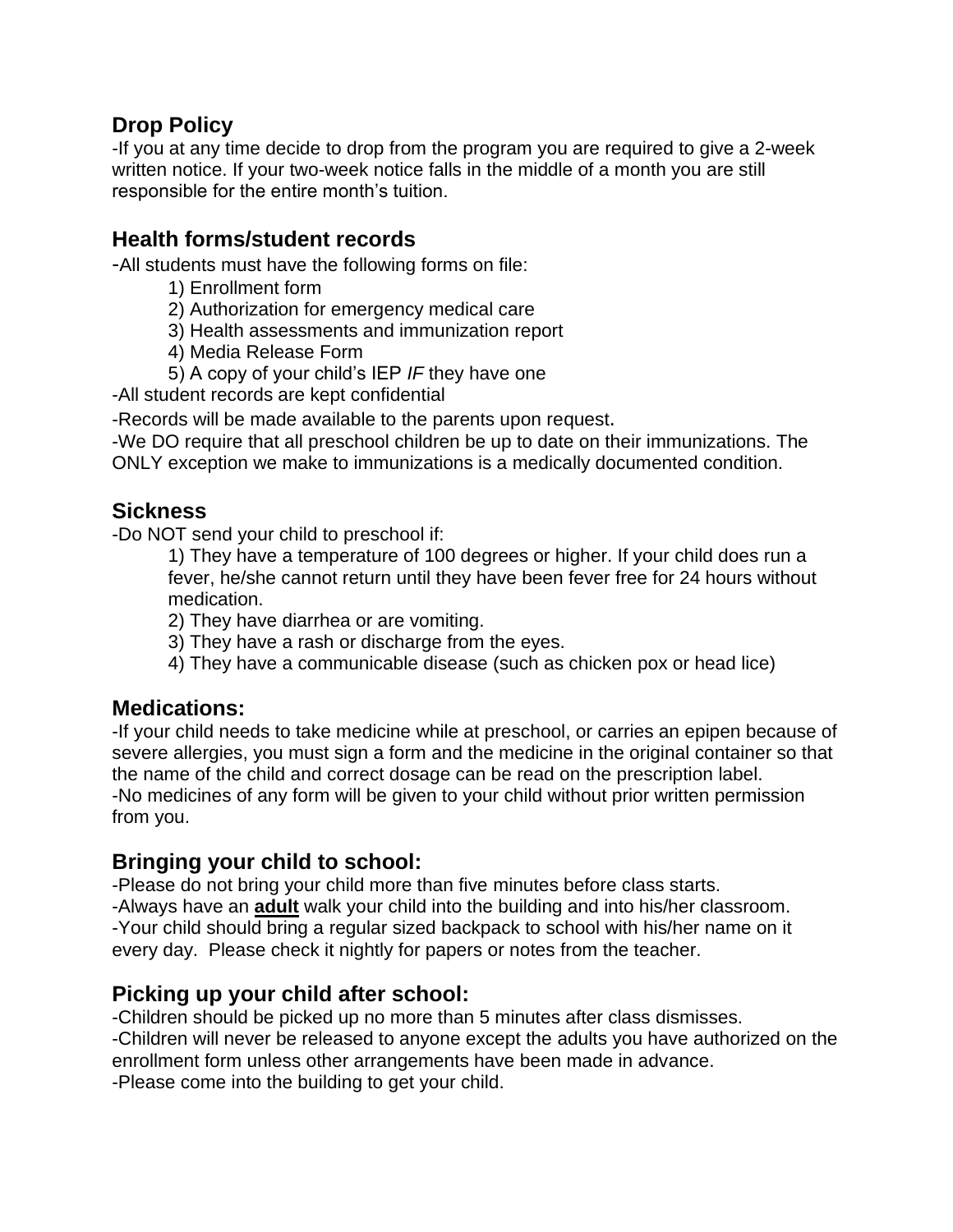## Drop Policy

-If you at any time decide to drop from the program you are required to give a 2-week written notice. If your two-week notice falls in the middle of a month you are still responsible for the entire month's tuition.

## Health forms/student records

-All students must have the following forms on file:

1) Enrollment form
2) Authorization for emergency medical care
3) Health assessments and immunization report
4) Media Release Form
5) A copy of your child's IEP *IF* they have one

-All student records are kept confidential

-Records will be made available to the parents upon request.

-We DO require that all preschool children be up to date on their immunizations. The ONLY exception we make to immunizations is a medically documented condition.

## Sickness

-Do NOT send your child to preschool if:

1) They have a temperature of 100 degrees or higher. If your child does run a fever, he/she cannot return until they have been fever free for 24 hours without medication.
2) They have diarrhea or are vomiting.
3) They have a rash or discharge from the eyes.
4) They have a communicable disease (such as chicken pox or head lice)

## Medications:

-If your child needs to take medicine while at preschool, or carries an epipen because of severe allergies, you must sign a form and the medicine in the original container so that the name of the child and correct dosage can be read on the prescription label.

-No medicines of any form will be given to your child without prior written permission from you.

## Bringing your child to school:

-Please do not bring your child more than five minutes before class starts.

-Always have an <u>**adult**</u> walk your child into the building and into his/her classroom.

-Your child should bring a regular sized backpack to school with his/her name on it every day. Please check it nightly for papers or notes from the teacher.

## Picking up your child after school:

-Children should be picked up no more than 5 minutes after class dismisses.

-Children will never be released to anyone except the adults you have authorized on the enrollment form unless other arrangements have been made in advance.

-Please come into the building to get your child.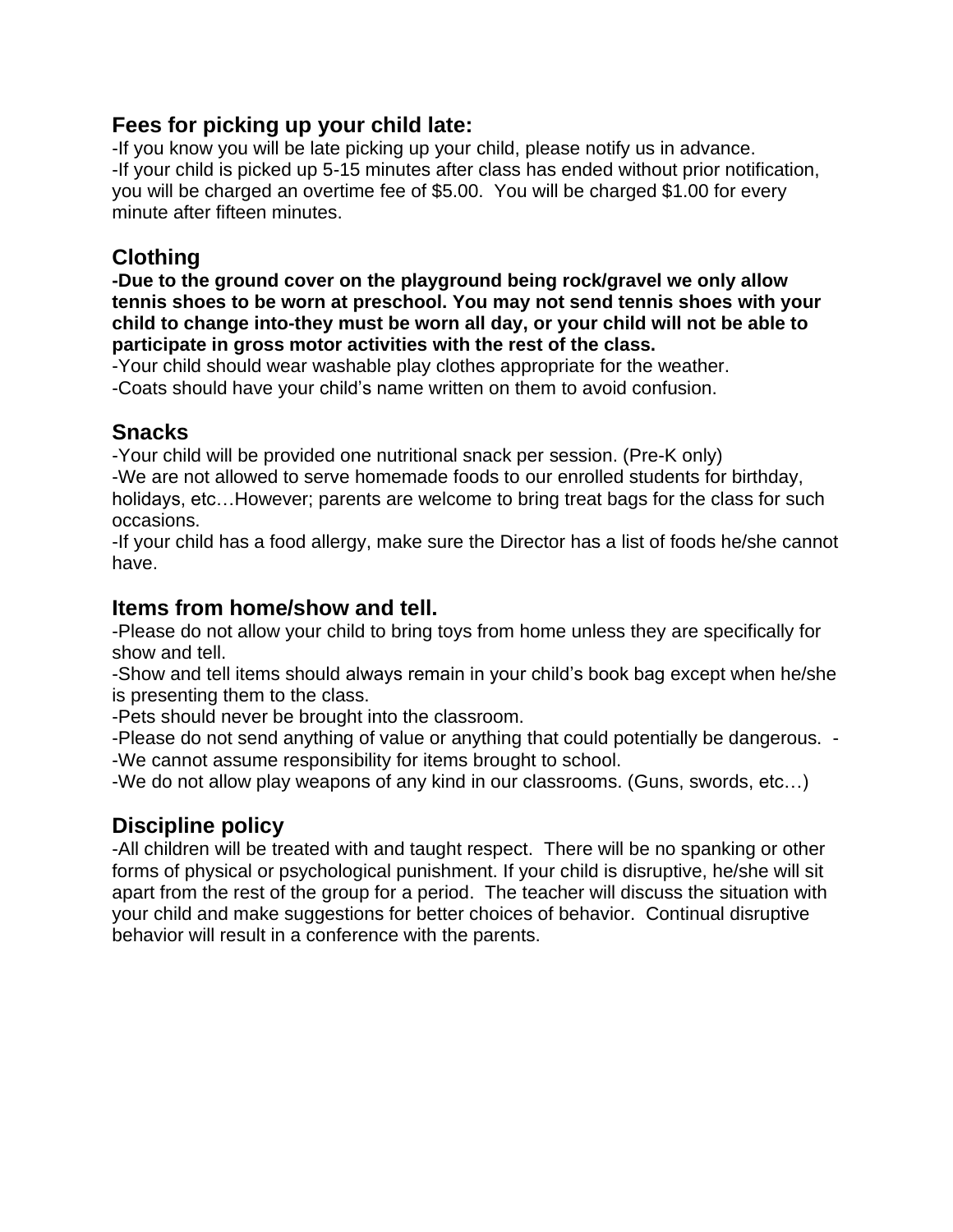## Fees for picking up your child late:

-If you know you will be late picking up your child, please notify us in advance.
-If your child is picked up 5-15 minutes after class has ended without prior notification, you will be charged an overtime fee of $5.00. You will be charged $1.00 for every minute after fifteen minutes.

## Clothing

**-Due to the ground cover on the playground being rock/gravel we only allow tennis shoes to be worn at preschool. You may not send tennis shoes with your child to change into-they must be worn all day, or your child will not be able to participate in gross motor activities with the rest of the class.**
-Your child should wear washable play clothes appropriate for the weather.
-Coats should have your child's name written on them to avoid confusion.

## Snacks

-Your child will be provided one nutritional snack per session. (Pre-K only)
-We are not allowed to serve homemade foods to our enrolled students for birthday, holidays, etc…However; parents are welcome to bring treat bags for the class for such occasions.
-If your child has a food allergy, make sure the Director has a list of foods he/she cannot have.

## Items from home/show and tell.

-Please do not allow your child to bring toys from home unless they are specifically for show and tell.
-Show and tell items should always remain in your child's book bag except when he/she is presenting them to the class.
-Pets should never be brought into the classroom.
-Please do not send anything of value or anything that could potentially be dangerous. -
-We cannot assume responsibility for items brought to school.
-We do not allow play weapons of any kind in our classrooms. (Guns, swords, etc…)

## Discipline policy

-All children will be treated with and taught respect. There will be no spanking or other forms of physical or psychological punishment. If your child is disruptive, he/she will sit apart from the rest of the group for a period. The teacher will discuss the situation with your child and make suggestions for better choices of behavior. Continual disruptive behavior will result in a conference with the parents.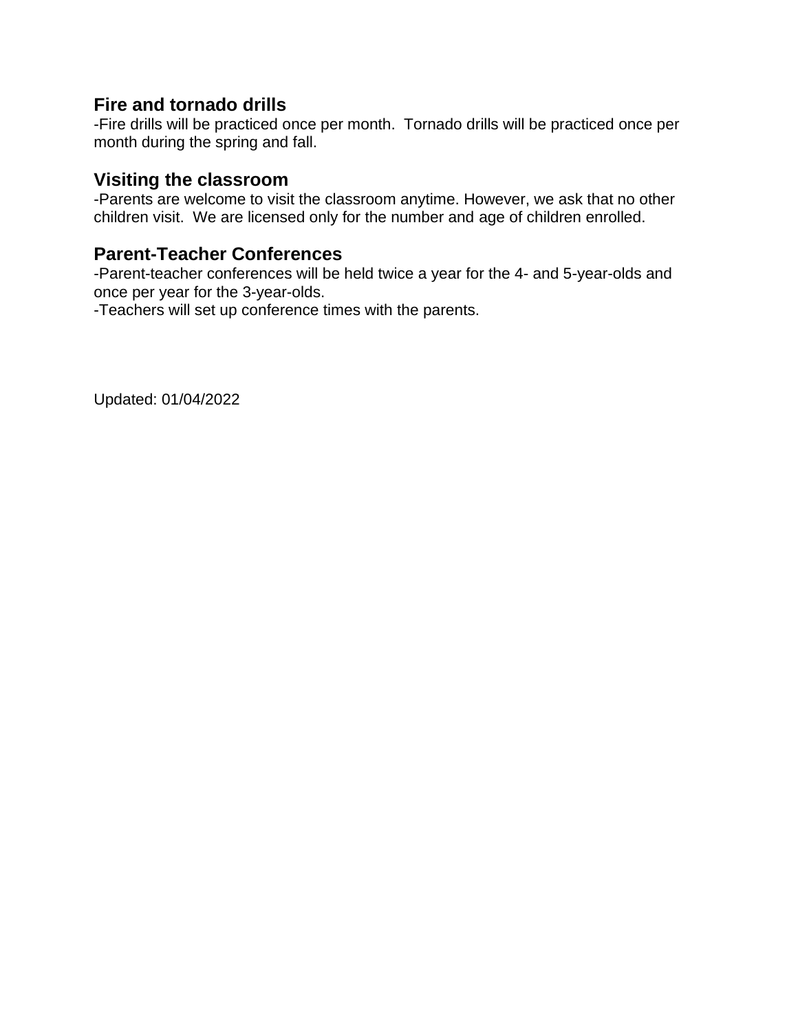## Fire and tornado drills

-Fire drills will be practiced once per month. Tornado drills will be practiced once per month during the spring and fall.

## Visiting the classroom

-Parents are welcome to visit the classroom anytime. However, we ask that no other children visit. We are licensed only for the number and age of children enrolled.

## Parent-Teacher Conferences

-Parent-teacher conferences will be held twice a year for the 4- and 5-year-olds and once per year for the 3-year-olds.
-Teachers will set up conference times with the parents.

Updated: 01/04/2022